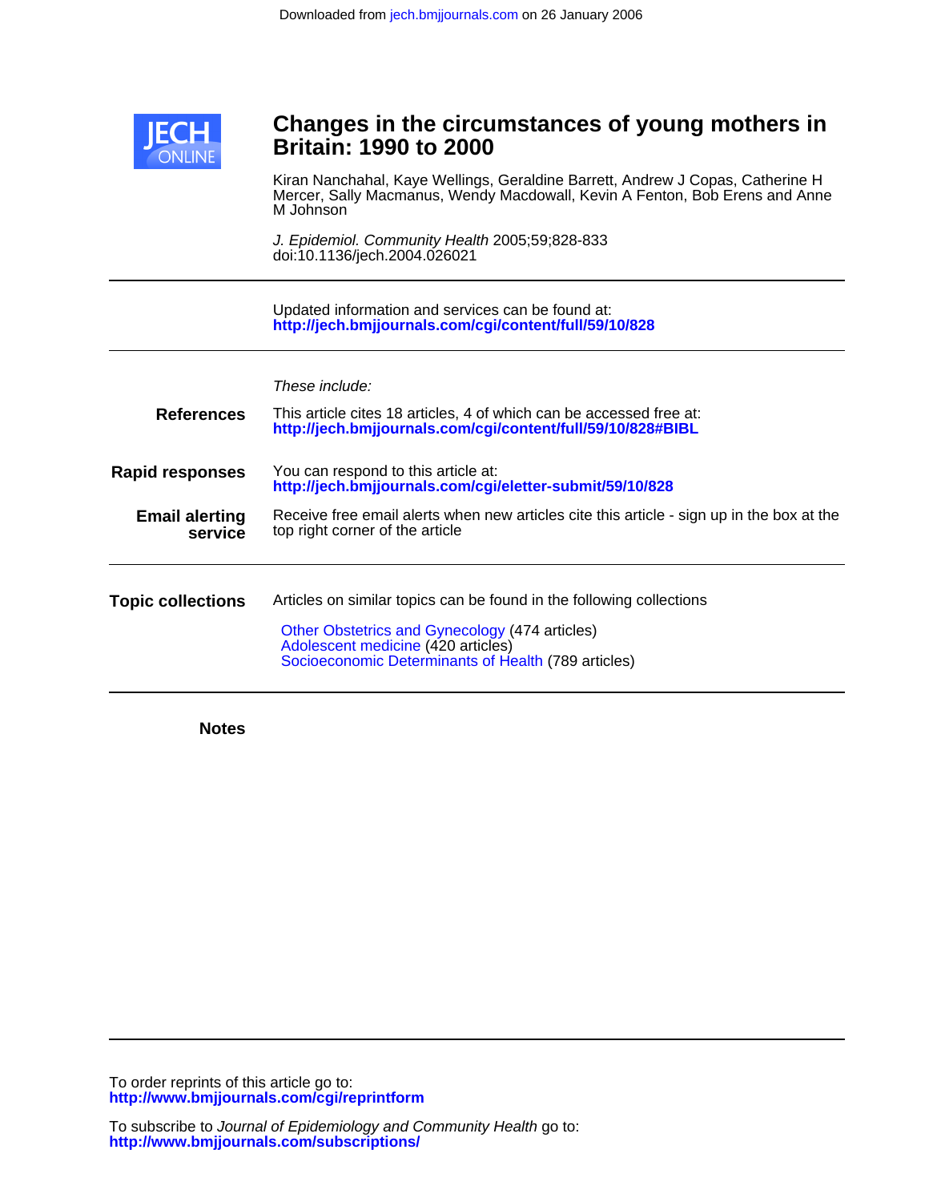Downloaded from jech.bmjjournals.com on 26 January 2006

# Changes in the circumstances of young mothers in Britain: 1990 to 2000

Kiran Nanchahal, Kaye Wellings, Geraldine Barrett, Andrew J Copas, Catherine H Mercer, Sally Macmanus, Wendy Macdowall, Kevin A Fenton, Bob Erens and Anne M Johnson

*J. Epidemiol. Community Health* 2005;59;828-833
doi:10.1136/jech.2004.026021

---

Updated information and services can be found at:
**http://jech.bmjjournals.com/cgi/content/full/59/10/828**

---

*These include:*

**References** This article cites 18 articles, 4 of which can be accessed free at:
**http://jech.bmjjournals.com/cgi/content/full/59/10/828#BIBL**

**Rapid responses** You can respond to this article at:
**http://jech.bmjjournals.com/cgi/eletter-submit/59/10/828**

**Email alerting service** Receive free email alerts when new articles cite this article - sign up in the box at the top right corner of the article

---

**Topic collections** Articles on similar topics can be found in the following collections

Other Obstetrics and Gynecology (474 articles)
Adolescent medicine (420 articles)
Socioeconomic Determinants of Health (789 articles)

---

**Notes**

---

To order reprints of this article go to:
**http://www.bmjjournals.com/cgi/reprintform**

To subscribe to *Journal of Epidemiology and Community Health* go to:
**http://www.bmjjournals.com/subscriptions/**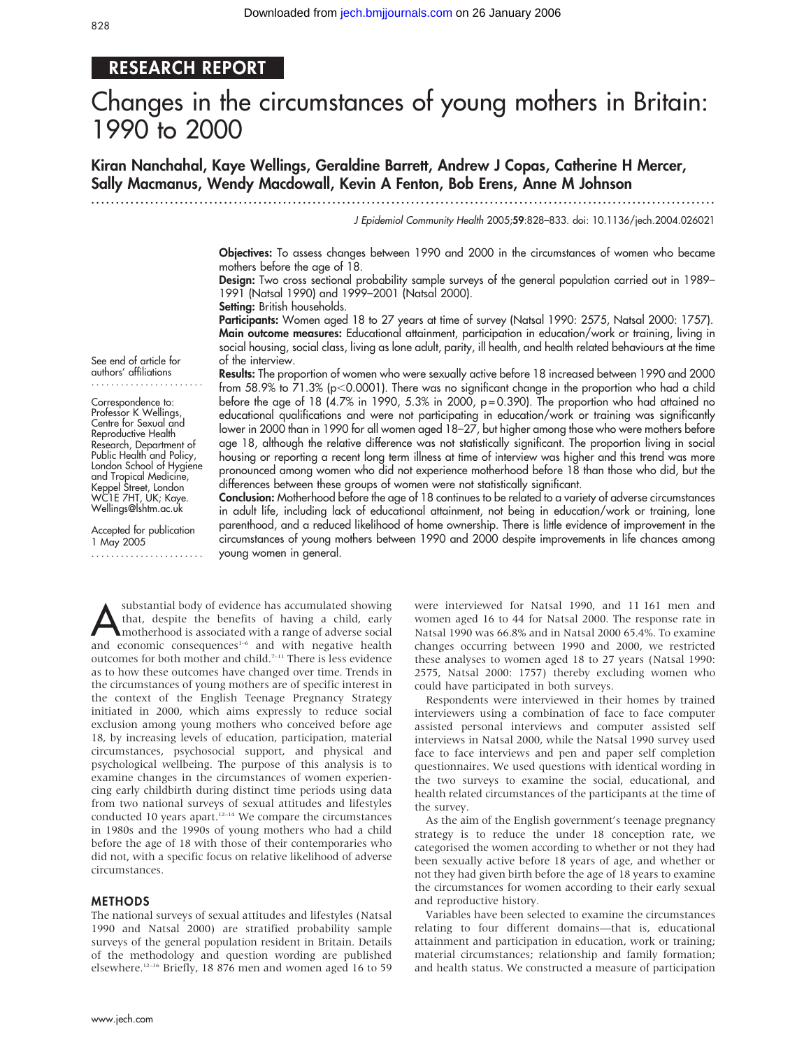# Changes in the circumstances of young mothers in Britain: 1990 to 2000

**Kiran Nanchahal, Kaye Wellings, Geraldine Barrett, Andrew J Copas, Catherine H Mercer, Sally Macmanus, Wendy Macdowall, Kevin A Fenton, Bob Erens, Anne M Johnson**

*J Epidemiol Community Health* 2005;**59**:828–833. doi: 10.1136/jech.2004.026021

**Objectives:** To assess changes between 1990 and 2000 in the circumstances of women who became mothers before the age of 18.

**Design:** Two cross sectional probability sample surveys of the general population carried out in 1989–1991 (Natsal 1990) and 1999–2001 (Natsal 2000).

**Setting:** British households.

**Participants:** Women aged 18 to 27 years at time of survey (Natsal 1990: 2575, Natsal 2000: 1757).

**Main outcome measures:** Educational attainment, participation in education/work or training, living in social housing, social class, living as lone adult, parity, ill health, and health related behaviours at the time of the interview.

**Results:** The proportion of women who were sexually active before 18 increased between 1990 and 2000 from 58.9% to 71.3% ($p<0.0001$). There was no significant change in the proportion who had a child before the age of 18 (4.7% in 1990, 5.3% in 2000, $p=0.390$). The proportion who had attained no educational qualifications and were not participating in education/work or training was significantly lower in 2000 than in 1990 for all women aged 18–27, but higher among those who were mothers before age 18, although the relative difference was not statistically significant. The proportion living in social housing or reporting a recent long term illness at time of interview was higher and this trend was more pronounced among women who did not experience motherhood before 18 than those who did, but the differences between these groups of women were not statistically significant.

**Conclusion:** Motherhood before the age of 18 continues to be related to a variety of adverse circumstances in adult life, including lack of educational attainment, not being in education/work or training, lone parenthood, and a reduced likelihood of home ownership. There is little evidence of improvement in the circumstances of young mothers between 1990 and 2000 despite improvements in life chances among young women in general.

See end of article for authors' affiliations

Correspondence to: Professor K Wellings, Centre for Sexual and Reproductive Health Research, Department of Public Health and Policy, London School of Hygiene and Tropical Medicine, Keppel Street, London WC1E 7HT, UK; Kaye.Wellings@lshtm.ac.uk

Accepted for publication 1 May 2005

A substantial body of evidence has accumulated showing that, despite the benefits of having a child, early motherhood is associated with a range of adverse social and economic consequences[1–6] and with negative health outcomes for both mother and child.[7–11] There is less evidence as to how these outcomes have changed over time. Trends in the circumstances of young mothers are of specific interest in the context of the English Teenage Pregnancy Strategy initiated in 2000, which aims expressly to reduce social exclusion among young mothers who conceived before age 18, by increasing levels of education, participation, material circumstances, psychosocial support, and physical and psychological wellbeing. The purpose of this analysis is to examine changes in the circumstances of women experiencing early childbirth during distinct time periods using data from two national surveys of sexual attitudes and lifestyles conducted 10 years apart.[12–14] We compare the circumstances in 1980s and the 1990s of young mothers who had a child before the age of 18 with those of their contemporaries who did not, with a specific focus on relative likelihood of adverse circumstances.

## METHODS

The national surveys of sexual attitudes and lifestyles (Natsal 1990 and Natsal 2000) are stratified probability sample surveys of the general population resident in Britain. Details of the methodology and question wording are published elsewhere.[12–16] Briefly, 18 876 men and women aged 16 to 59 were interviewed for Natsal 1990, and 11 161 men and women aged 16 to 44 for Natsal 2000. The response rate in Natsal 1990 was 66.8% and in Natsal 2000 65.4%. To examine changes occurring between 1990 and 2000, we restricted these analyses to women aged 18 to 27 years (Natsal 1990: 2575, Natsal 2000: 1757) thereby excluding women who could have participated in both surveys.

Respondents were interviewed in their homes by trained interviewers using a combination of face to face computer assisted personal interviews and computer assisted self interviews in Natsal 2000, while the Natsal 1990 survey used face to face interviews and pen and paper self completion questionnaires. We used questions with identical wording in the two surveys to examine the social, educational, and health related circumstances of the participants at the time of the survey.

As the aim of the English government's teenage pregnancy strategy is to reduce the under 18 conception rate, we categorised the women according to whether or not they had been sexually active before 18 years of age, and whether or not they had given birth before the age of 18 years to examine the circumstances for women according to their early sexual and reproductive history.

Variables have been selected to examine the circumstances relating to four different domains—that is, educational attainment and participation in education, work or training; material circumstances; relationship and family formation; and health status. We constructed a measure of participation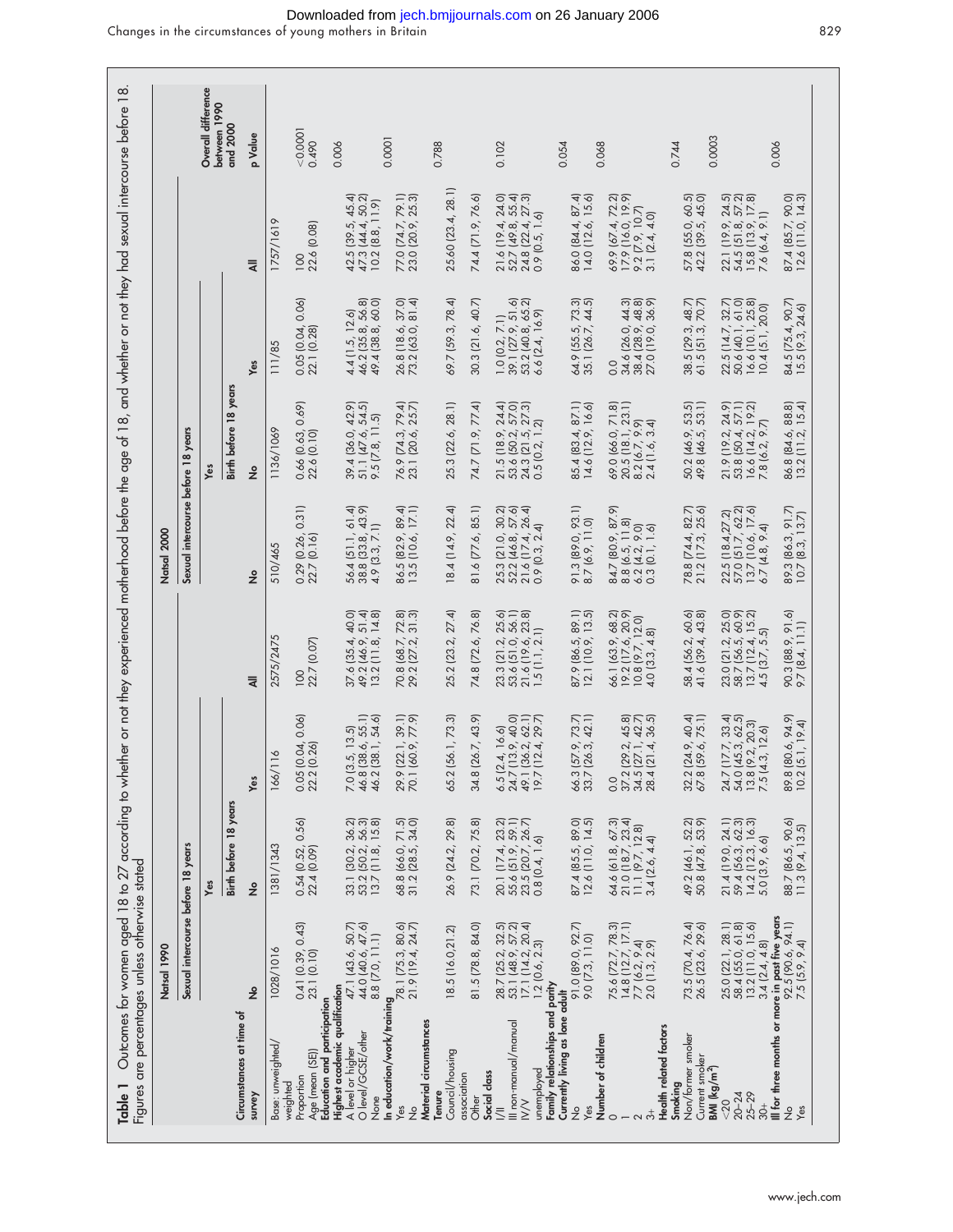**Table 1** Outcomes for women aged 18 to 27 according to whether or not they experienced motherhood before the age of 18, and whether or not they had sexual intercourse before 18. Figures are percentages unless otherwise stated

| Circumstances at time of survey | Natsal 1990 | | | | Natsal 2000 | | | | Overall difference between 1990 and 2000 |
|---|---|---|---|---|---|---|---|---|---|
| | Sexual intercourse before 18 years | | | | Sexual intercourse before 18 years | | | | |
| | | Yes | | | | Yes | | | |
| | | Birth before 18 years | | | | Birth before 18 years | | | |
| | No | No | Yes | All | No | No | Yes | All | p Value |
| Base: unweighted/weighted | 1028/1016 | 1381/1343 | 166/116 | 2575/2475 | 510/465 | 1136/1069 | 111/85 | 1757/1619 | |
| Proportion | 0.41 (0.39, 0.43) | 0.54 (0.52, 0.56) | 0.05 (0.04, 0.06) | 100 | 0.29 (0.26, 0.31) | 0.66 (0.63, 0.69) | 0.05 (0.04, 0.06) | 100 | <0.0001 |
| Age (mean (SE)) | 23.1 (0.10) | 22.4 (0.09) | 22.2 (0.26) | 22.7 (0.07) | 22.7 (0.16) | 22.6 (0.10) | 22.1 (0.28) | 22.6 (0.08) | 0.490 |
| **Education and participation** | | | | | | | | | |
| **Highest academic qualification** | | | | | | | | | 0.006 |
| A level or higher | 47.1 (43.6, 50.7) | 33.1 (30.2, 36.2) | 7.0 (3.5, 13.5) | 37.6 (35.4, 40.0) | 56.4 (51.1, 61.4) | 39.4 (36.0, 42.9) | 4.4 (1.5, 12.6) | 42.5 (39.5, 45.4) | |
| O level/GCSE/other | 44.0 (40.6, 47.6) | 53.2 (50.2, 56.3) | 46.8 (38.6, 55.1) | 49.2 (46.9, 51.4) | 38.8 (33.8, 43.9) | 51.1 (47.6, 54.5) | 46.2 (35.8, 56.8) | 47.3 (44.4, 50.2) | |
| None | 8.8 (7.0, 11.1) | 13.7 (11.8, 15.8) | 46.2 (38.1, 54.6) | 13.2 (11.8, 14.8) | 4.9 (3.3, 7.1) | 9.5 (7.8, 11.5) | 49.4 (38.8, 60.0) | 10.2 (8.8, 11.9) | |
| **In education/work/training** | | | | | | | | | 0.0001 |
| Yes | 78.1 (75.3, 80.6) | 68.8 (66.0, 71.5) | 29.9 (22.1, 39.1) | 70.8 (68.7, 72.8) | 86.5 (82.9, 89.4) | 76.9 (74.3, 79.4) | 26.8 (18.6, 37.0) | 77.0 (74.7, 79.1) | |
| No | 21.9 (19.4, 24.7) | 31.2 (28.5, 34.0) | 70.1 (60.9, 77.9) | 29.2 (27.2, 31.3) | 13.5 (10.6, 17.1) | 23.1 (20.6, 25.7) | 73.2 (63.0, 81.4) | 23.0 (20.9, 25.3) | |
| **Material circumstances** | | | | | | | | | |
| **Tenure** | | | | | | | | | 0.788 |
| Council/housing association | 18.5 (16.0,21.2) | 26.9 (24.2, 29.8) | 65.2 (56.1, 73.3) | 25.2 (23.2, 27.4) | 18.4 (14.9, 22.4) | 25.3 (22.6, 28.1) | 69.7 (59.3, 78.4) | 25.60 (23.4, 28.1) | |
| Other | 81.5 (78.8, 84.0) | 73.1 (70.2, 75.8) | 34.8 (26.7, 43.9) | 74.8 (72.6, 76.8) | 81.6 (77.6, 85.1) | 74.7 (71.9, 77.4) | 30.3 (21.6, 40.7) | 74.4 (71.9, 76.6) | |
| **Social class** | | | | | | | | | 0.102 |
| I/II | 28.7 (25.2, 32.5) | 20.1 (17.4, 23.2) | 6.5 (2.4, 16.6) | 23.3 (21.2, 25.6) | 25.3 (21.0, 30.2) | 21.5 (18.9, 24.4) | 1.0 (0.2, 7.1) | 21.6 (19.4, 24.0) | |
| III non-manual/manual | 53.1 (48.9, 57.2) | 55.6 (51.9, 59.1) | 24.7 (13.9, 40.0) | 53.6 (51.0, 56.1) | 52.2 (46.8, 57.6) | 53.6 (50.2, 57.0) | 39.1 (27.9, 51.6) | 52.7 (49.8, 55.4) | |
| IV/V | 17.1 (14.2, 20.4) | 23.5 (20.7, 26.7) | 49.1 (36.2, 62.1) | 21.6 (19.6, 23.8) | 21.6 (17.4, 26.4) | 24.3 (21.5, 27.3) | 53.2 (40.8, 65.2) | 24.8 (22.4, 27.3) | |
| unemployed | 1.2 (0.6, 2.3) | 0.8 (0.4, 1.6) | 19.7 (12.4, 29.7) | 1.5 (1.1, 2.1) | 0.9 (0.3, 2.4) | 0.5 (0.2, 1.2) | 6.6 (2.4, 16.9) | 0.9 (0.5, 1.6) | |
| **Family relationships and parity** | | | | | | | | | |
| **Currently living as lone adult** | | | | | | | | | 0.054 |
| No | 91.0 (89.0, 92.7) | 87.4 (85.5, 89.0) | 66.3 (57.9, 73.7) | 87.9 (86.5, 89.1) | 91.3 (89.0, 93.1) | 85.4 (83.4, 87.1) | 64.9 (55.5, 73.3) | 86.0 (84.4, 87.4) | |
| Yes | 9.0 (7.3, 11.0) | 12.6 (11.0, 14.5) | 33.7 (26.3, 42.1) | 12.1 (10.9, 13.5) | 8.7 (6.9, 11.0) | 14.6 (12.9, 16.6) | 35.1 (26.7, 44.5) | 14.0 (12.6, 15.6) | |
| **Number of children** | | | | | | | | | 0.068 |
| 0 | 75.6 (72.7, 78.3) | 64.6 (61.8, 67.3) | 0.0 | 66.1 (63.9, 68.2) | 84.7 (80.9, 87.9) | 69.0 (66.0, 71.8) | 0.0 | 69.9 (67.4, 72.2) | |
| 1 | 14.8 (12.7, 17.1) | 21.0 (18.7, 23.4) | 37.2 (29.2, 45.8) | 19.2 (17.6, 20.9) | 8.8 (6.5, 11.8) | 20.5 (18.1, 23.1) | 34.6 (26.0, 44.3) | 17.9 (16.0, 19.9) | |
| 2 | 7.7 (6.2, 9.4) | 11.1 (9.7, 12.8) | 34.5 (27.1, 42.7) | 10.8 (9.7, 12.0) | 6.2 (4.2, 9.0) | 8.2 (6.7, 9.9) | 38.4 (28.9, 48.8) | 9.2 (7.9, 10.7) | |
| 3+ | 2.0 (1.3, 2.9) | 3.4 (2.6, 4.4) | 28.4 (21.4, 36.5) | 4.0 (3.3, 4.8) | 0.3 (0.1, 1.6) | 2.4 (1.6, 3.4) | 27.0 (19.0, 36.9) | 3.1 (2.4, 4.0) | |
| **Health related factors** | | | | | | | | | |
| **Smoking** | | | | | | | | | 0.744 |
| Non/former smoker | 73.5 (70.4, 76.4) | 49.2 (46.1, 52.2) | 32.2 (24.9, 40.4) | 58.4 (56.2, 60.6) | 78.8 (74.4, 82.7) | 50.2 (46.9, 53.5) | 38.5 (29.3, 48.7) | 57.8 (55.0, 60.5) | |
| Current smoker | 26.5 (23.6, 29.6) | 50.8 (47.8, 53.9) | 67.8 (59.6, 75.1) | 41.6 (39.4, 43.8) | 21.2 (17.3, 25.6) | 49.8 (46.5, 53.1) | 61.5 (51.3, 70.7) | 42.2 (39.5, 45.0) | |
| **BMI (kg/m²)** | | | | | | | | | 0.0003 |
| <20 | 25.0 (22.1, 28.1) | 21.4 (19.0, 24.1) | 24.7 (17.7, 33.4) | 23.0 (21.2, 25.0) | 22.5 (18.4,27.2) | 21.9 (19.2, 24.9) | 22.5 (14.7, 32.7) | 22.1 (19.9, 24.5) | |
| 20–24 | 58.4 (55.0, 61.8) | 59.4 (56.3, 62.3) | 54.0 (45.3, 62.5) | 58.7 (56.5, 60.9) | 57.0 (51.7, 62.2) | 53.8 (50.4, 57.1) | 50.6 (40.1, 61.0) | 54.5 (51.8, 57.2) | |
| 25–29 | 13.2 (11.0, 15.6) | 14.2 (12.3, 16.3) | 13.8 (9.2, 20.3) | 13.7 (12.4, 15.2) | 13.7 (10.6, 17.6) | 16.6 (14.2, 19.2) | 16.6 (10.1, 25.8) | 15.8 (13.9, 17.8) | |
| 30+ | 3.4 (2.4, 4.8) | 5.0 (3.9, 6.6) | 7.5 (4.3, 12.6) | 4.5 (3.7, 5.5) | 6.7 (4.8, 9.4) | 7.8 (6.2, 9.7) | 10.4 (5.1, 20.0) | 7.6 (6.4, 9.1) | |
| **Ill for three months or more in past five years** | | | | | | | | | 0.006 |
| No | 92.5 (90.6, 94.1) | 88.7 (86.5, 90.6) | 89.8 (80.6, 94.9) | 90.3 (88.9, 91.6) | 89.3 (86.3, 91.7) | 86.8 (84.6, 88.8) | 84.5 (75.4, 90.7) | 87.4 (85.7, 90.0) | |
| Yes | 7.5 (5.9, 9.4) | 11.3 (9.4, 13.5) | 10.2 (5.1, 19.4) | 9.7 (8.4, 11.1) | 10.7 (8.3, 13.7) | 13.2 (11.2, 15.4) | 15.5 (9.3, 24.6) | 12.6 (11.0, 14.3) | |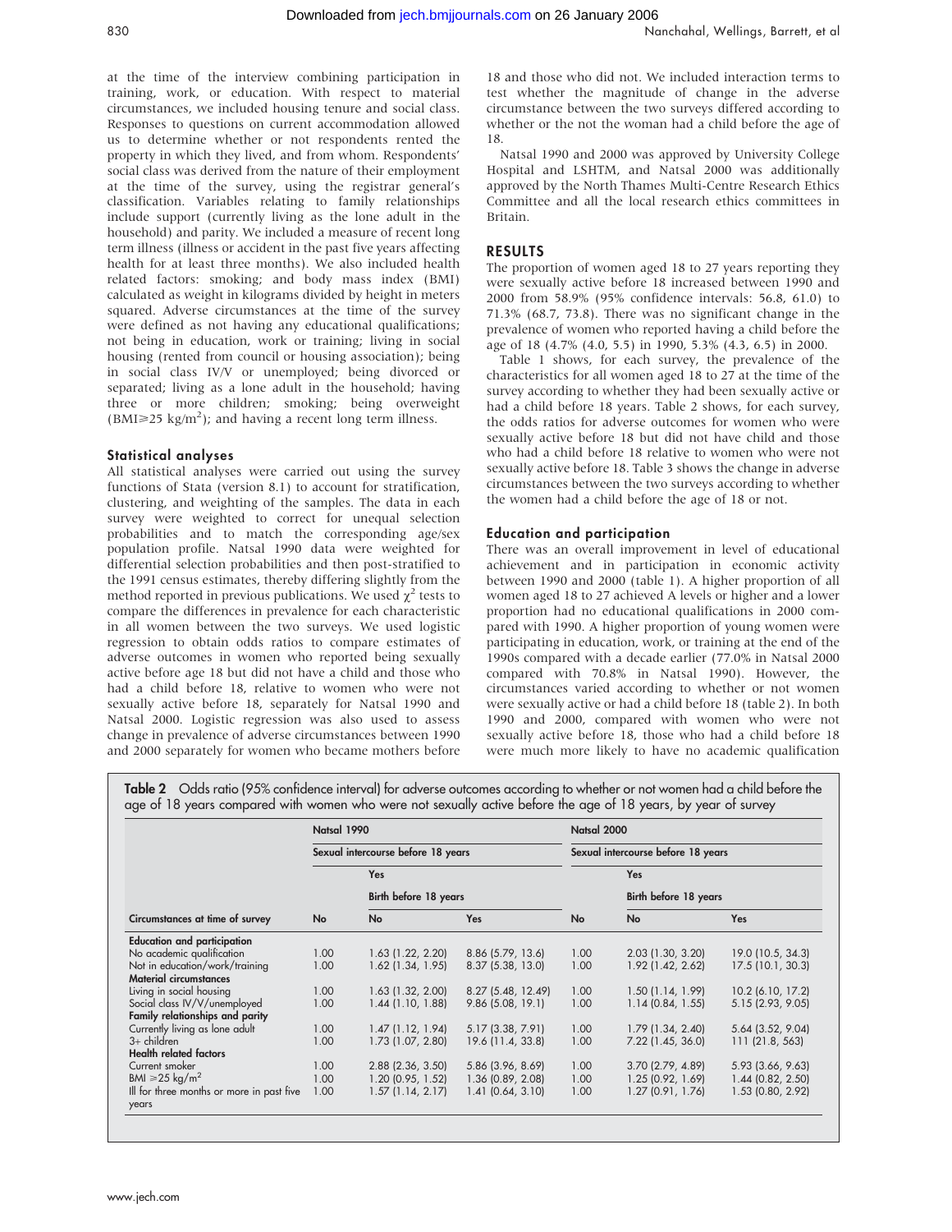at the time of the interview combining participation in training, work, or education. With respect to material circumstances, we included housing tenure and social class. Responses to questions on current accommodation allowed us to determine whether or not respondents rented the property in which they lived, and from whom. Respondents' social class was derived from the nature of their employment at the time of the survey, using the registrar general's classification. Variables relating to family relationships include support (currently living as the lone adult in the household) and parity. We included a measure of recent long term illness (illness or accident in the past five years affecting health for at least three months). We also included health related factors: smoking; and body mass index (BMI) calculated as weight in kilograms divided by height in meters squared. Adverse circumstances at the time of the survey were defined as not having any educational qualifications; not being in education, work or training; living in social housing (rented from council or housing association); being in social class IV/V or unemployed; being divorced or separated; living as a lone adult in the household; having three or more children; smoking; being overweight (BMI≥25 kg/m$^2$); and having a recent long term illness.

### Statistical analyses

All statistical analyses were carried out using the survey functions of Stata (version 8.1) to account for stratification, clustering, and weighting of the samples. The data in each survey were weighted to correct for unequal selection probabilities and to match the corresponding age/sex population profile. Natsal 1990 data were weighted for differential selection probabilities and then post-stratified to the 1991 census estimates, thereby differing slightly from the method reported in previous publications. We used $\chi^2$ tests to compare the differences in prevalence for each characteristic in all women between the two surveys. We used logistic regression to obtain odds ratios to compare estimates of adverse outcomes in women who reported being sexually active before age 18 but did not have a child and those who had a child before 18, relative to women who were not sexually active before 18, separately for Natsal 1990 and Natsal 2000. Logistic regression was also used to assess change in prevalence of adverse circumstances between 1990 and 2000 separately for women who became mothers before 18 and those who did not. We included interaction terms to test whether the magnitude of change in the adverse circumstance between the two surveys differed according to whether or the not the woman had a child before the age of 18.

Natsal 1990 and 2000 was approved by University College Hospital and LSHTM, and Natsal 2000 was additionally approved by the North Thames Multi-Centre Research Ethics Committee and all the local research ethics committees in Britain.

## RESULTS

The proportion of women aged 18 to 27 years reporting they were sexually active before 18 increased between 1990 and 2000 from 58.9% (95% confidence intervals: 56.8, 61.0) to 71.3% (68.7, 73.8). There was no significant change in the prevalence of women who reported having a child before the age of 18 (4.7% (4.0, 5.5) in 1990, 5.3% (4.3, 6.5) in 2000.

Table 1 shows, for each survey, the prevalence of the characteristics for all women aged 18 to 27 at the time of the survey according to whether they had been sexually active or had a child before 18 years. Table 2 shows, for each survey, the odds ratios for adverse outcomes for women who were sexually active before 18 but did not have child and those who had a child before 18 relative to women who were not sexually active before 18. Table 3 shows the change in adverse circumstances between the two surveys according to whether the women had a child before the age of 18 or not.

### Education and participation

There was an overall improvement in level of educational achievement and in participation in economic activity between 1990 and 2000 (table 1). A higher proportion of all women aged 18 to 27 achieved A levels or higher and a lower proportion had no educational qualifications in 2000 compared with 1990. A higher proportion of young women were participating in education, work, or training at the end of the 1990s compared with a decade earlier (77.0% in Natsal 2000 compared with 70.8% in Natsal 1990). However, the circumstances varied according to whether or not women were sexually active or had a child before 18 (table 2). In both 1990 and 2000, compared with women who were not sexually active before 18, those who had a child before 18 were much more likely to have no academic qualification

**Table 2** Odds ratio (95% confidence interval) for adverse outcomes according to whether or not women had a child before the age of 18 years compared with women who were not sexually active before the age of 18 years, by year of survey

| | Natsal 1990 | | | Natsal 2000 | | |
|---|---|---|---|---|---|---|
| | Sexual intercourse before 18 years | | | Sexual intercourse before 18 years | | |
| | | Yes | | | Yes | |
| | | Birth before 18 years | | | Birth before 18 years | |
| Circumstances at time of survey | No | No | Yes | No | No | Yes |
| **Education and participation** | | | | | | |
| No academic qualification | 1.00 | 1.63 (1.22, 2.20) | 8.86 (5.79, 13.6) | 1.00 | 2.03 (1.30, 3.20) | 19.0 (10.5, 34.3) |
| Not in education/work/training | 1.00 | 1.62 (1.34, 1.95) | 8.37 (5.38, 13.0) | 1.00 | 1.92 (1.42, 2.62) | 17.5 (10.1, 30.3) |
| **Material circumstances** | | | | | | |
| Living in social housing | 1.00 | 1.63 (1.32, 2.00) | 8.27 (5.48, 12.49) | 1.00 | 1.50 (1.14, 1.99) | 10.2 (6.10, 17.2) |
| Social class IV/V/unemployed | 1.00 | 1.44 (1.10, 1.88) | 9.86 (5.08, 19.1) | 1.00 | 1.14 (0.84, 1.55) | 5.15 (2.93, 9.05) |
| **Family relationships and parity** | | | | | | |
| Currently living as lone adult | 1.00 | 1.47 (1.12, 1.94) | 5.17 (3.38, 7.91) | 1.00 | 1.79 (1.34, 2.40) | 5.64 (3.52, 9.04) |
| 3+ children | 1.00 | 1.73 (1.07, 2.80) | 19.6 (11.4, 33.8) | 1.00 | 7.22 (1.45, 36.0) | 111 (21.8, 563) |
| **Health related factors** | | | | | | |
| Current smoker | 1.00 | 2.88 (2.36, 3.50) | 5.86 (3.96, 8.69) | 1.00 | 3.70 (2.79, 4.89) | 5.93 (3.66, 9.63) |
| BMI ≥25 kg/m$^2$ | 1.00 | 1.20 (0.95, 1.52) | 1.36 (0.89, 2.08) | 1.00 | 1.25 (0.92, 1.69) | 1.44 (0.82, 2.50) |
| Ill for three months or more in past five years | 1.00 | 1.57 (1.14, 2.17) | 1.41 (0.64, 3.10) | 1.00 | 1.27 (0.91, 1.76) | 1.53 (0.80, 2.92) |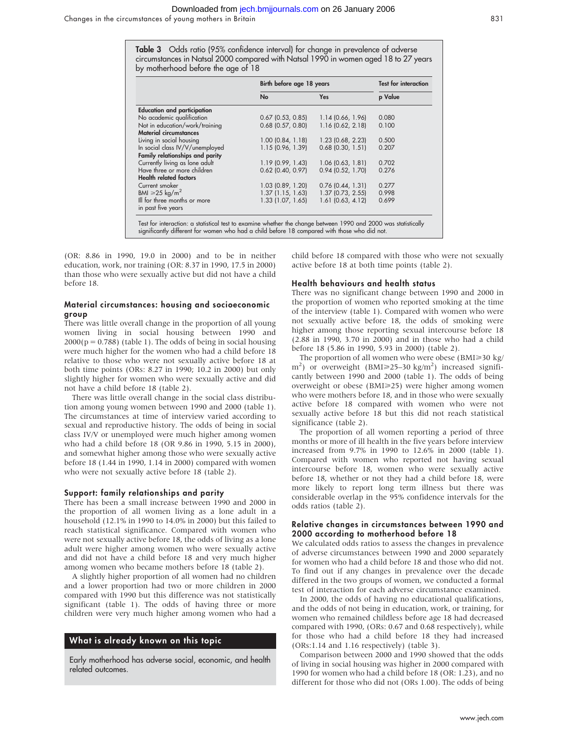**Table 3** Odds ratio (95% confidence interval) for change in prevalence of adverse circumstances in Natsal 2000 compared with Natsal 1990 in women aged 18 to 27 years by motherhood before the age of 18

| | Birth before age 18 years | | Test for interaction |
|---|---|---|---|
| | No | Yes | p Value |
| **Education and participation** | | | |
| No academic qualification | 0.67 (0.53, 0.85) | 1.14 (0.66, 1.96) | 0.080 |
| Not in education/work/training | 0.68 (0.57, 0.80) | 1.16 (0.62, 2.18) | 0.100 |
| **Material circumstances** | | | |
| Living in social housing | 1.00 (0.84, 1.18) | 1.23 (0.68, 2.23) | 0.500 |
| In social class IV/V/unemployed | 1.15 (0.96, 1.39) | 0.68 (0.30, 1.51) | 0.207 |
| **Family relationships and parity** | | | |
| Currently living as lone adult | 1.19 (0.99, 1.43) | 1.06 (0.63, 1.81) | 0.702 |
| Have three or more children | 0.62 (0.40, 0.97) | 0.94 (0.52, 1.70) | 0.276 |
| **Health related factors** | | | |
| Current smoker | 1.03 (0.89, 1.20) | 0.76 (0.44, 1.31) | 0.277 |
| BMI $\geqslant$25 kg/m$^2$ | 1.37 (1.15, 1.63) | 1.37 (0.73, 2.55) | 0.998 |
| Ill for three months or more in past five years | 1.33 (1.07, 1.65) | 1.61 (0.63, 4.12) | 0.699 |

Test for interaction: a statistical test to examine whether the change between 1990 and 2000 was statistically significantly different for women who had a child before 18 compared with those who did not.

(OR: 8.86 in 1990, 19.0 in 2000) and to be in neither education, work, nor training (OR: 8.37 in 1990, 17.5 in 2000) than those who were sexually active but did not have a child before 18.

### Material circumstances: housing and socioeconomic group

There was little overall change in the proportion of all young women living in social housing between 1990 and 2000($p = 0.788$) (table 1). The odds of being in social housing were much higher for the women who had a child before 18 relative to those who were not sexually active before 18 at both time points (ORs: 8.27 in 1990; 10.2 in 2000) but only slightly higher for women who were sexually active and did not have a child before 18 (table 2).

There was little overall change in the social class distribution among young women between 1990 and 2000 (table 1). The circumstances at time of interview varied according to sexual and reproductive history. The odds of being in social class IV/V or unemployed were much higher among women who had a child before 18 (OR 9.86 in 1990, 5.15 in 2000), and somewhat higher among those who were sexually active before 18 (1.44 in 1990, 1.14 in 2000) compared with women who were not sexually active before 18 (table 2).

### Support: family relationships and parity

There has been a small increase between 1990 and 2000 in the proportion of all women living as a lone adult in a household (12.1% in 1990 to 14.0% in 2000) but this failed to reach statistical significance. Compared with women who were not sexually active before 18, the odds of living as a lone adult were higher among women who were sexually active and did not have a child before 18 and very much higher among women who became mothers before 18 (table 2).

A slightly higher proportion of all women had no children and a lower proportion had two or more children in 2000 compared with 1990 but this difference was not statistically significant (table 1). The odds of having three or more children were very much higher among women who had a child before 18 compared with those who were not sexually active before 18 at both time points (table 2).

### Health behaviours and health status

There was no significant change between 1990 and 2000 in the proportion of women who reported smoking at the time of the interview (table 1). Compared with women who were not sexually active before 18, the odds of smoking were higher among those reporting sexual intercourse before 18 (2.88 in 1990, 3.70 in 2000) and in those who had a child before 18 (5.86 in 1990, 5.93 in 2000) (table 2).

The proportion of all women who were obese (BMI$\geqslant$30 kg/m$^2$) or overweight (BMI$\geqslant$25–30 kg/m$^2$) increased significantly between 1990 and 2000 (table 1). The odds of being overweight or obese (BMI$\geqslant$25) were higher among women who were mothers before 18, and in those who were sexually active before 18 compared with women who were not sexually active before 18 but this did not reach statistical significance (table 2).

The proportion of all women reporting a period of three months or more of ill health in the five years before interview increased from 9.7% in 1990 to 12.6% in 2000 (table 1). Compared with women who reported not having sexual intercourse before 18, women who were sexually active before 18, whether or not they had a child before 18, were more likely to report long term illness but there was considerable overlap in the 95% confidence intervals for the odds ratios (table 2).

### Relative changes in circumstances between 1990 and 2000 according to motherhood before 18

We calculated odds ratios to assess the changes in prevalence of adverse circumstances between 1990 and 2000 separately for women who had a child before 18 and those who did not. To find out if any changes in prevalence over the decade differed in the two groups of women, we conducted a formal test of interaction for each adverse circumstance examined.

In 2000, the odds of having no educational qualifications, and the odds of not being in education, work, or training, for women who remained childless before age 18 had decreased compared with 1990, (ORs: 0.67 and 0.68 respectively), while for those who had a child before 18 they had increased (ORs:1.14 and 1.16 respectively) (table 3).

Comparison between 2000 and 1990 showed that the odds of living in social housing was higher in 2000 compared with 1990 for women who had a child before 18 (OR: 1.23), and no different for those who did not (ORs 1.00). The odds of being

### What is already known on this topic

Early motherhood has adverse social, economic, and health related outcomes.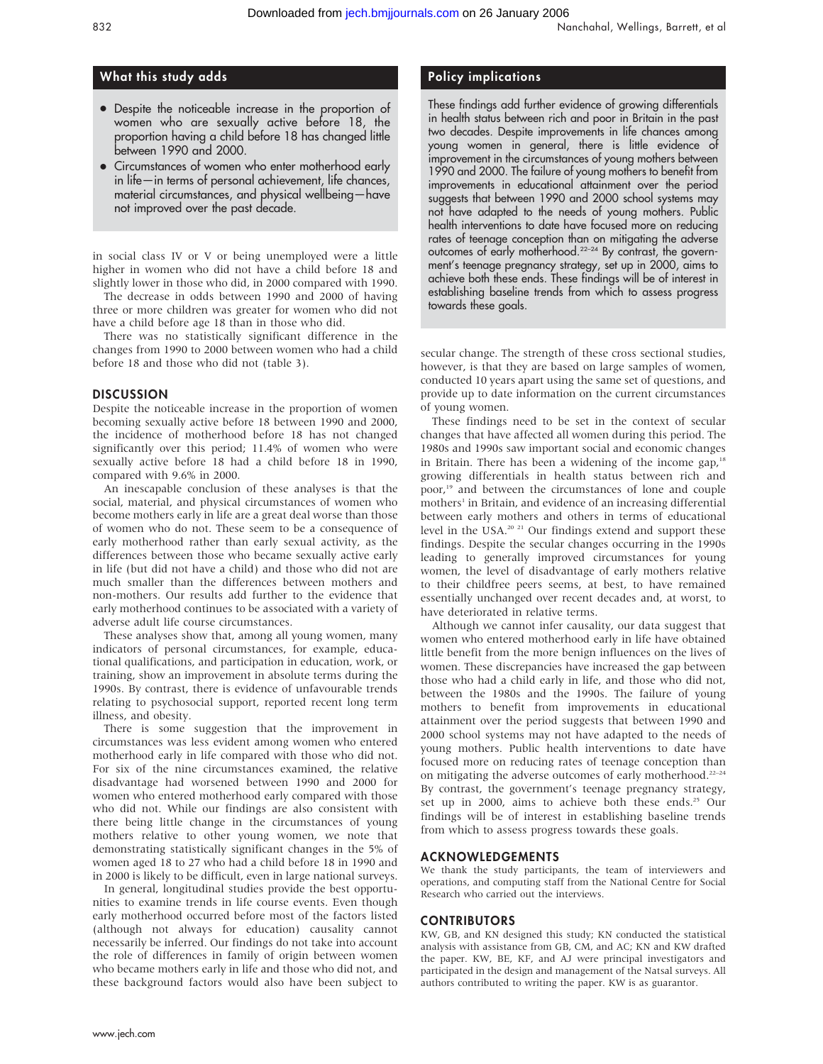## What this study adds

- Despite the noticeable increase in the proportion of women who are sexually active before 18, the proportion having a child before 18 has changed little between 1990 and 2000.
- Circumstances of women who enter motherhood early in life—in terms of personal achievement, life chances, material circumstances, and physical wellbeing—have not improved over the past decade.

in social class IV or V or being unemployed were a little higher in women who did not have a child before 18 and slightly lower in those who did, in 2000 compared with 1990.

The decrease in odds between 1990 and 2000 of having three or more children was greater for women who did not have a child before age 18 than in those who did.

There was no statistically significant difference in the changes from 1990 to 2000 between women who had a child before 18 and those who did not (table 3).

## DISCUSSION

Despite the noticeable increase in the proportion of women becoming sexually active before 18 between 1990 and 2000, the incidence of motherhood before 18 has not changed significantly over this period; 11.4% of women who were sexually active before 18 had a child before 18 in 1990, compared with 9.6% in 2000.

An inescapable conclusion of these analyses is that the social, material, and physical circumstances of women who become mothers early in life are a great deal worse than those of women who do not. These seem to be a consequence of early motherhood rather than early sexual activity, as the differences between those who became sexually active early in life (but did not have a child) and those who did not are much smaller than the differences between mothers and non-mothers. Our results add further to the evidence that early motherhood continues to be associated with a variety of adverse adult life course circumstances.

These analyses show that, among all young women, many indicators of personal circumstances, for example, educational qualifications, and participation in education, work, or training, show an improvement in absolute terms during the 1990s. By contrast, there is evidence of unfavourable trends relating to psychosocial support, reported recent long term illness, and obesity.

There is some suggestion that the improvement in circumstances was less evident among women who entered motherhood early in life compared with those who did not. For six of the nine circumstances examined, the relative disadvantage had worsened between 1990 and 2000 for women who entered motherhood early compared with those who did not. While our findings are also consistent with there being little change in the circumstances of young mothers relative to other young women, we note that demonstrating statistically significant changes in the 5% of women aged 18 to 27 who had a child before 18 in 1990 and in 2000 is likely to be difficult, even in large national surveys.

In general, longitudinal studies provide the best opportunities to examine trends in life course events. Even though early motherhood occurred before most of the factors listed (although not always for education) causality cannot necessarily be inferred. Our findings do not take into account the role of differences in family of origin between women who became mothers early in life and those who did not, and these background factors would also have been subject to secular change. The strength of these cross sectional studies, however, is that they are based on large samples of women, conducted 10 years apart using the same set of questions, and provide up to date information on the current circumstances of young women.

## Policy implications

These findings add further evidence of growing differentials in health status between rich and poor in Britain in the past two decades. Despite improvements in life chances among young women in general, there is little evidence of improvement in the circumstances of young mothers between 1990 and 2000. The failure of young mothers to benefit from improvements in educational attainment over the period suggests that between 1990 and 2000 school systems may not have adapted to the needs of young mothers. Public health interventions to date have focused more on reducing rates of teenage conception than on mitigating the adverse outcomes of early motherhood.[22–24] By contrast, the government's teenage pregnancy strategy, set up in 2000, aims to achieve both these ends. These findings will be of interest in establishing baseline trends from which to assess progress towards these goals.

These findings need to be set in the context of secular changes that have affected all women during this period. The 1980s and 1990s saw important social and economic changes in Britain. There has been a widening of the income gap,[18] growing differentials in health status between rich and poor,[19] and between the circumstances of lone and couple mothers[1] in Britain, and evidence of an increasing differential between early mothers and others in terms of educational level in the USA.[20 21] Our findings extend and support these findings. Despite the secular changes occurring in the 1990s leading to generally improved circumstances for young women, the level of disadvantage of early mothers relative to their childfree peers seems, at best, to have remained essentially unchanged over recent decades and, at worst, to have deteriorated in relative terms.

Although we cannot infer causality, our data suggest that women who entered motherhood early in life have obtained little benefit from the more benign influences on the lives of women. These discrepancies have increased the gap between those who had a child early in life, and those who did not, between the 1980s and the 1990s. The failure of young mothers to benefit from improvements in educational attainment over the period suggests that between 1990 and 2000 school systems may not have adapted to the needs of young mothers. Public health interventions to date have focused more on reducing rates of teenage conception than on mitigating the adverse outcomes of early motherhood.[22–24] By contrast, the government's teenage pregnancy strategy, set up in 2000, aims to achieve both these ends.[25] Our findings will be of interest in establishing baseline trends from which to assess progress towards these goals.

## ACKNOWLEDGEMENTS

We thank the study participants, the team of interviewers and operations, and computing staff from the National Centre for Social Research who carried out the interviews.

## CONTRIBUTORS

KW, GB, and KN designed this study; KN conducted the statistical analysis with assistance from GB, CM, and AC; KN and KW drafted the paper. KW, BE, KF, and AJ were principal investigators and participated in the design and management of the Natsal surveys. All authors contributed to writing the paper. KW is as guarantor.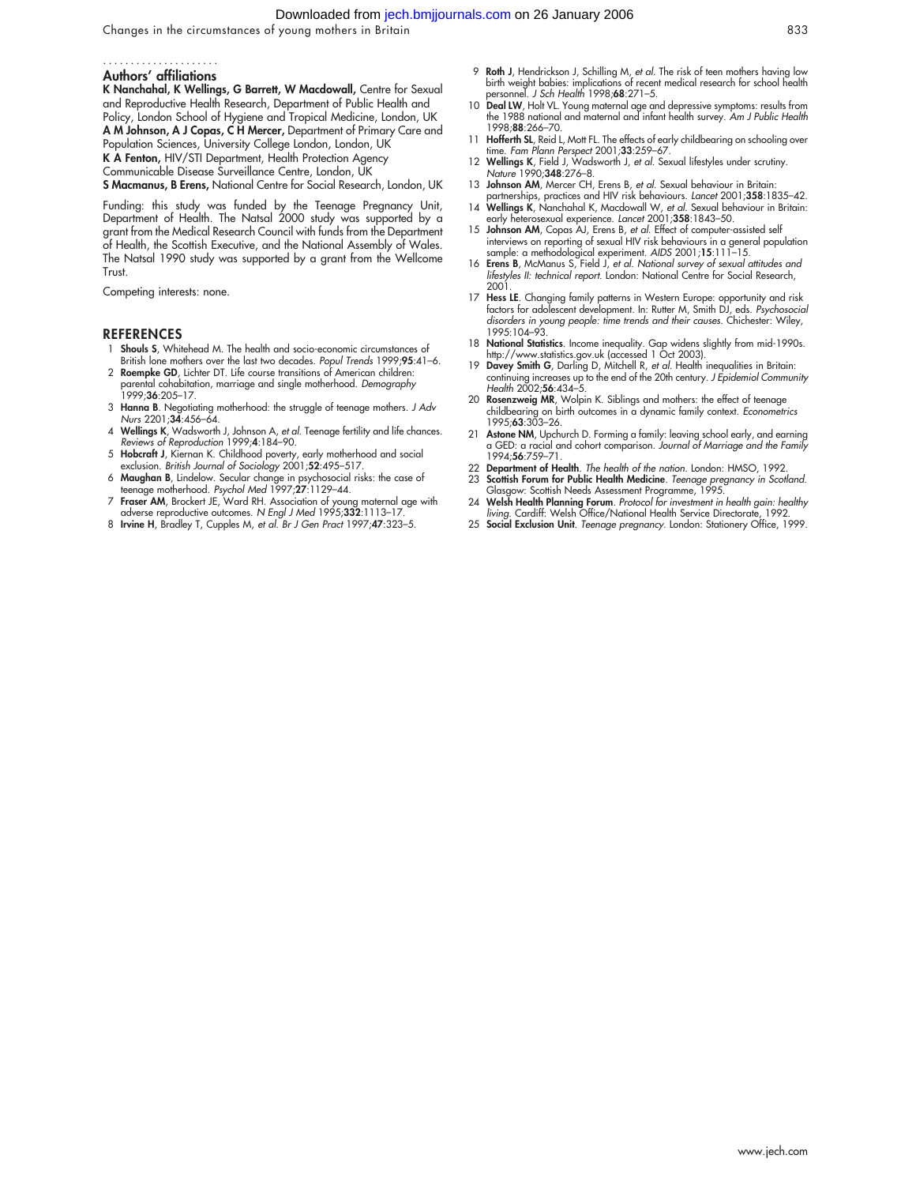## Authors' affiliations

**K Nanchahal, K Wellings, G Barrett, W Macdowall,** Centre for Sexual and Reproductive Health Research, Department of Public Health and Policy, London School of Hygiene and Tropical Medicine, London, UK
**A M Johnson, A J Copas, C H Mercer,** Department of Primary Care and Population Sciences, University College London, London, UK
**K A Fenton,** HIV/STI Department, Health Protection Agency Communicable Disease Surveillance Centre, London, UK
**S Macmanus, B Erens,** National Centre for Social Research, London, UK

Funding: this study was funded by the Teenage Pregnancy Unit, Department of Health. The Natsal 2000 study was supported by a grant from the Medical Research Council with funds from the Department of Health, the Scottish Executive, and the National Assembly of Wales. The Natsal 1990 study was supported by a grant from the Wellcome Trust.

Competing interests: none.

## REFERENCES

1. **Shouls S**, Whitehead M. The health and socio-economic circumstances of British lone mothers over the last two decades. *Popul Trends* 1999;**95**:41–6.
2. **Roempke GD**, Lichter DT. Life course transitions of American children: parental cohabitation, marriage and single motherhood. *Demography* 1999;**36**:205–17.
3. **Hanna B**. Negotiating motherhood: the struggle of teenage mothers. *J Adv Nurs* 2201;**34**:456–64.
4. **Wellings K**, Wadsworth J, Johnson A, *et al*. Teenage fertility and life chances. *Reviews of Reproduction* 1999;**4**:184–90.
5. **Hobcraft J**, Kiernan K. Childhood poverty, early motherhood and social exclusion. *British Journal of Sociology* 2001;**52**:495–517.
6. **Maughan B**, Lindelow. Secular change in psychosocial risks: the case of teenage motherhood. *Psychol Med* 1997;**27**:1129–44.
7. **Fraser AM**, Brockert JE, Ward RH. Association of young maternal age with adverse reproductive outcomes. *N Engl J Med* 1995;**332**:1113–17.
8. **Irvine H**, Bradley T, Cupples M, *et al*. *Br J Gen Pract* 1997;**47**:323–5.
9. **Roth J**, Hendrickson J, Schilling M, *et al*. The risk of teen mothers having low birth weight babies: implications of recent medical research for school health personnel. *J Sch Health* 1998;**68**:271–5.
10. **Deal LW**, Holt VL. Young maternal age and depressive symptoms: results from the 1988 national and maternal and infant health survey. *Am J Public Health* 1998;**88**:266–70.
11. **Hofferth SL**, Reid L, Mott FL. The effects of early childbearing on schooling over time. *Fam Plann Perspect* 2001;**33**:259–67.
12. **Wellings K**, Field J, Wadsworth J, *et al*. Sexual lifestyles under scrutiny. *Nature* 1990;**348**:276–8.
13. **Johnson AM**, Mercer CH, Erens B, *et al*. Sexual behaviour in Britain: partnerships, practices and HIV risk behaviours. *Lancet* 2001;**358**:1835–42.
14. **Wellings K**, Nanchahal K, Macdowall W, *et al*. Sexual behaviour in Britain: early heterosexual experience. *Lancet* 2001;**358**:1843–50.
15. **Johnson AM**, Copas AJ, Erens B, *et al*. Effect of computer-assisted self interviews on reporting of sexual HIV risk behaviours in a general population sample: a methodological experiment. *AIDS* 2001;**15**:111–15.
16. **Erens B**, McManus S, Field J, *et al*. *National survey of sexual attitudes and lifestyles II: technical report*. London: National Centre for Social Research, 2001.
17. **Hess LE**. Changing family patterns in Western Europe: opportunity and risk factors for adolescent development. In: Rutter M, Smith DJ, eds. *Psychosocial disorders in young people: time trends and their causes*. Chichester: Wiley, 1995:104–93.
18. **National Statistics**. Income inequality. Gap widens slightly from mid-1990s. http://www.statistics.gov.uk (accessed 1 Oct 2003).
19. **Davey Smith G**, Darling D, Mitchell R, *et al*. Health inequalities in Britain: continuing increases up to the end of the 20th century. *J Epidemiol Community Health* 2002;**56**:434–5.
20. **Rosenzweig MR**, Wolpin K. Siblings and mothers: the effect of teenage childbearing on birth outcomes in a dynamic family context. *Econometrics* 1995;**63**:303–26.
21. **Astone NM**, Upchurch D. Forming a family: leaving school early, and earning a GED: a racial and cohort comparison. *Journal of Marriage and the Family* 1994;**56**:759–71.
22. **Department of Health**. *The health of the nation*. London: HMSO, 1992.
23. **Scottish Forum for Public Health Medicine**. *Teenage pregnancy in Scotland*. Glasgow: Scottish Needs Assessment Programme, 1995.
24. **Welsh Health Planning Forum**. *Protocol for investment in health gain: healthy living*. Cardiff: Welsh Office/National Health Service Directorate, 1992.
25. **Social Exclusion Unit**. *Teenage pregnancy*. London: Stationery Office, 1999.